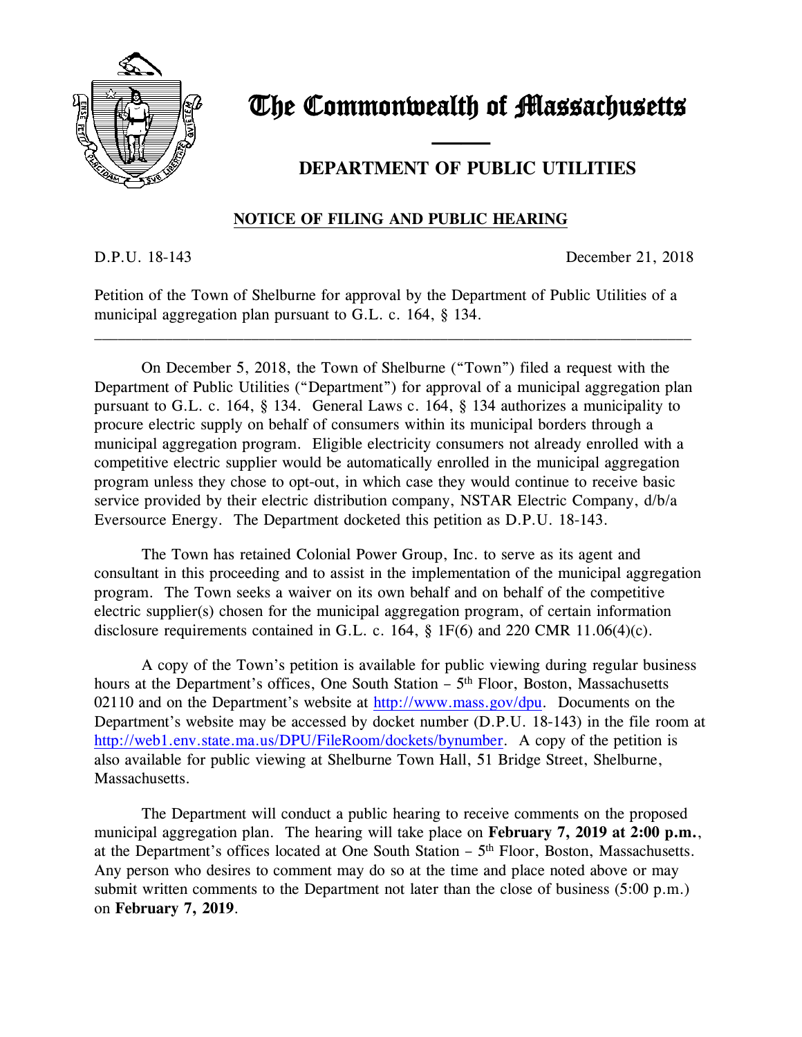# The Commonwealth of Massachusetts

## DEPARTMENT OF PUBLIC UTILITIES

### NOTICE OF FILING AND PUBLIC HEARING

D.P.U. 18-143 December 21, 2018

Petition of the Town of Shelburne for approval by the Department of Public Utilities of a municipal aggregation plan pursuant to G.L. c. 164, § 134.

---

On December 5, 2018, the Town of Shelburne ("Town") filed a request with the Department of Public Utilities ("Department") for approval of a municipal aggregation plan pursuant to G.L. c. 164, § 134. General Laws c. 164, § 134 authorizes a municipality to procure electric supply on behalf of consumers within its municipal borders through a municipal aggregation program. Eligible electricity consumers not already enrolled with a competitive electric supplier would be automatically enrolled in the municipal aggregation program unless they chose to opt-out, in which case they would continue to receive basic service provided by their electric distribution company, NSTAR Electric Company, d/b/a Eversource Energy. The Department docketed this petition as D.P.U. 18-143.

The Town has retained Colonial Power Group, Inc. to serve as its agent and consultant in this proceeding and to assist in the implementation of the municipal aggregation program. The Town seeks a waiver on its own behalf and on behalf of the competitive electric supplier(s) chosen for the municipal aggregation program, of certain information disclosure requirements contained in G.L. c. 164, § 1F(6) and 220 CMR 11.06(4)(c).

A copy of the Town's petition is available for public viewing during regular business hours at the Department's offices, One South Station – 5th Floor, Boston, Massachusetts 02110 and on the Department's website at http://www.mass.gov/dpu. Documents on the Department's website may be accessed by docket number (D.P.U. 18-143) in the file room at http://web1.env.state.ma.us/DPU/FileRoom/dockets/bynumber. A copy of the petition is also available for public viewing at Shelburne Town Hall, 51 Bridge Street, Shelburne, Massachusetts.

The Department will conduct a public hearing to receive comments on the proposed municipal aggregation plan. The hearing will take place on **February 7, 2019 at 2:00 p.m.**, at the Department's offices located at One South Station – 5th Floor, Boston, Massachusetts. Any person who desires to comment may do so at the time and place noted above or may submit written comments to the Department not later than the close of business (5:00 p.m.) on **February 7, 2019**.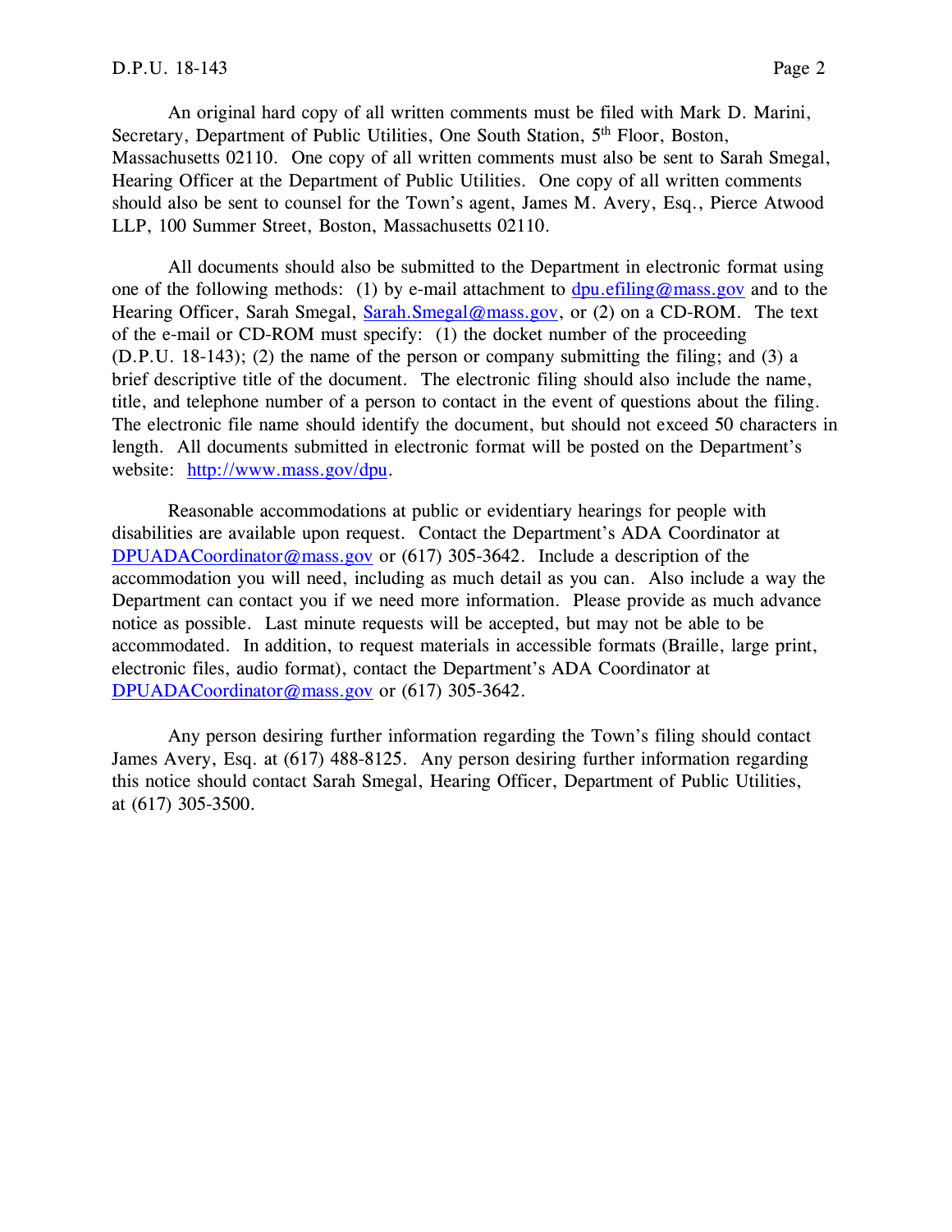An original hard copy of all written comments must be filed with Mark D. Marini, Secretary, Department of Public Utilities, One South Station, 5th Floor, Boston, Massachusetts 02110. One copy of all written comments must also be sent to Sarah Smegal, Hearing Officer at the Department of Public Utilities. One copy of all written comments should also be sent to counsel for the Town's agent, James M. Avery, Esq., Pierce Atwood LLP, 100 Summer Street, Boston, Massachusetts 02110.

All documents should also be submitted to the Department in electronic format using one of the following methods: (1) by e-mail attachment to dpu.efiling@mass.gov and to the Hearing Officer, Sarah Smegal, Sarah.Smegal@mass.gov, or (2) on a CD-ROM. The text of the e-mail or CD-ROM must specify: (1) the docket number of the proceeding (D.P.U. 18-143); (2) the name of the person or company submitting the filing; and (3) a brief descriptive title of the document. The electronic filing should also include the name, title, and telephone number of a person to contact in the event of questions about the filing. The electronic file name should identify the document, but should not exceed 50 characters in length. All documents submitted in electronic format will be posted on the Department's website: http://www.mass.gov/dpu.

Reasonable accommodations at public or evidentiary hearings for people with disabilities are available upon request. Contact the Department's ADA Coordinator at DPUADACoordinator@mass.gov or (617) 305-3642. Include a description of the accommodation you will need, including as much detail as you can. Also include a way the Department can contact you if we need more information. Please provide as much advance notice as possible. Last minute requests will be accepted, but may not be able to be accommodated. In addition, to request materials in accessible formats (Braille, large print, electronic files, audio format), contact the Department's ADA Coordinator at DPUADACoordinator@mass.gov or (617) 305-3642.

Any person desiring further information regarding the Town's filing should contact James Avery, Esq. at (617) 488-8125. Any person desiring further information regarding this notice should contact Sarah Smegal, Hearing Officer, Department of Public Utilities, at (617) 305-3500.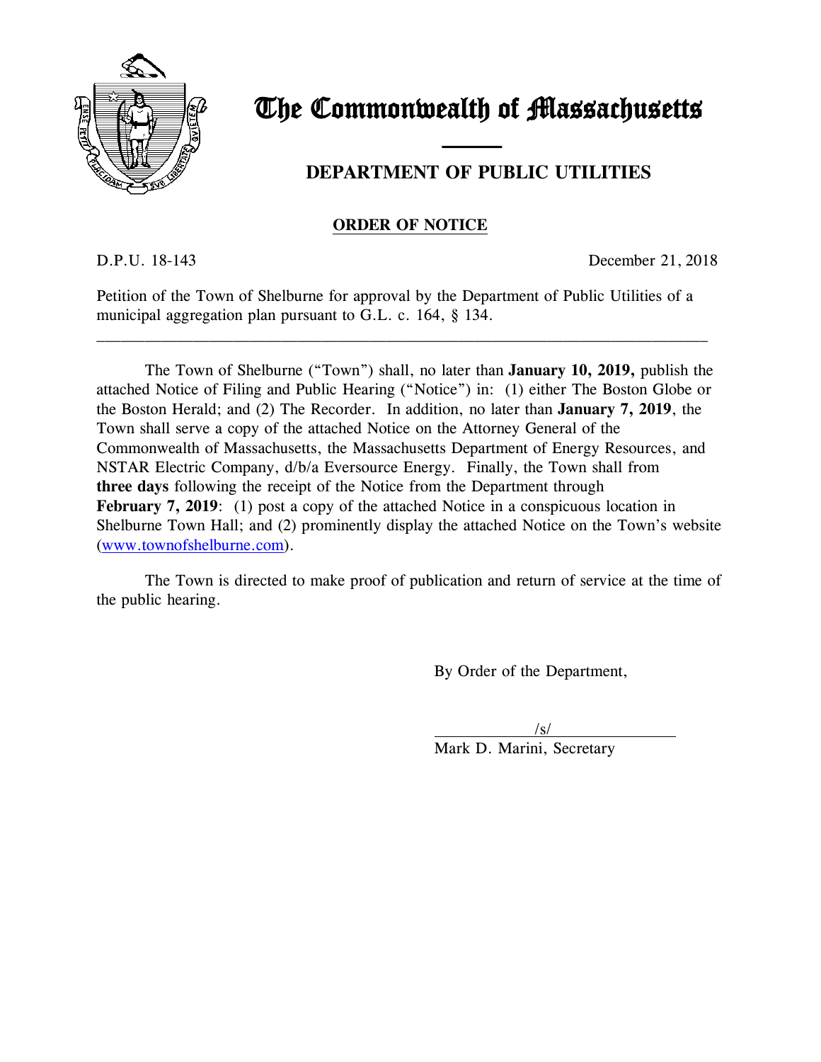# The Commonwealth of Massachusetts

## DEPARTMENT OF PUBLIC UTILITIES

**ORDER OF NOTICE**

D.P.U. 18-143 December 21, 2018

Petition of the Town of Shelburne for approval by the Department of Public Utilities of a municipal aggregation plan pursuant to G.L. c. 164, § 134.

---

The Town of Shelburne ("Town") shall, no later than **January 10, 2019,** publish the attached Notice of Filing and Public Hearing ("Notice") in: (1) either The Boston Globe or the Boston Herald; and (2) The Recorder. In addition, no later than **January 7, 2019**, the Town shall serve a copy of the attached Notice on the Attorney General of the Commonwealth of Massachusetts, the Massachusetts Department of Energy Resources, and NSTAR Electric Company, d/b/a Eversource Energy. Finally, the Town shall from **three days** following the receipt of the Notice from the Department through **February 7, 2019**: (1) post a copy of the attached Notice in a conspicuous location in Shelburne Town Hall; and (2) prominently display the attached Notice on the Town's website (www.townofshelburne.com).

The Town is directed to make proof of publication and return of service at the time of the public hearing.

By Order of the Department,

/s/

Mark D. Marini, Secretary